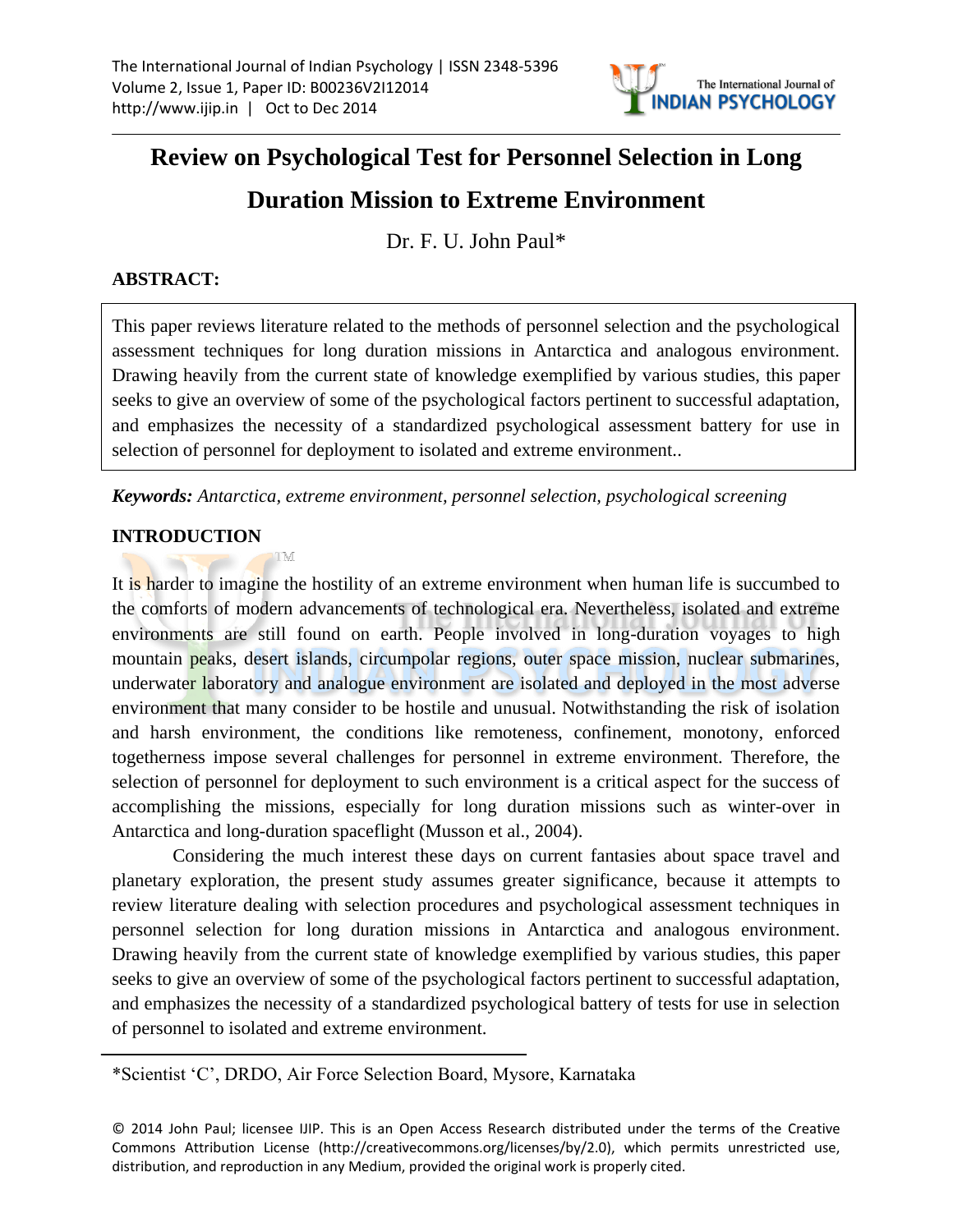# Review on Psychological Test for Personnel Selection in Long Duration Mission to Extreme Environment

Dr. F. U. John Paul*

**ABSTRACT:**

This paper reviews literature related to the methods of personnel selection and the psychological assessment techniques for long duration missions in Antarctica and analogous environment. Drawing heavily from the current state of knowledge exemplified by various studies, this paper seeks to give an overview of some of the psychological factors pertinent to successful adaptation, and emphasizes the necessity of a standardized psychological assessment battery for use in selection of personnel for deployment to isolated and extreme environment..

***Keywords:*** *Antarctica, extreme environment, personnel selection, psychological screening*

## INTRODUCTION

It is harder to imagine the hostility of an extreme environment when human life is succumbed to the comforts of modern advancements of technological era. Nevertheless, isolated and extreme environments are still found on earth. People involved in long-duration voyages to high mountain peaks, desert islands, circumpolar regions, outer space mission, nuclear submarines, underwater laboratory and analogue environment are isolated and deployed in the most adverse environment that many consider to be hostile and unusual. Notwithstanding the risk of isolation and harsh environment, the conditions like remoteness, confinement, monotony, enforced togetherness impose several challenges for personnel in extreme environment. Therefore, the selection of personnel for deployment to such environment is a critical aspect for the success of accomplishing the missions, especially for long duration missions such as winter-over in Antarctica and long-duration spaceflight (Musson et al., 2004).

Considering the much interest these days on current fantasies about space travel and planetary exploration, the present study assumes greater significance, because it attempts to review literature dealing with selection procedures and psychological assessment techniques in personnel selection for long duration missions in Antarctica and analogous environment. Drawing heavily from the current state of knowledge exemplified by various studies, this paper seeks to give an overview of some of the psychological factors pertinent to successful adaptation, and emphasizes the necessity of a standardized psychological battery of tests for use in selection of personnel to isolated and extreme environment.

*Scientist 'C', DRDO, Air Force Selection Board, Mysore, Karnataka

© 2014 John Paul; licensee IJIP. This is an Open Access Research distributed under the terms of the Creative Commons Attribution License (http://creativecommons.org/licenses/by/2.0), which permits unrestricted use, distribution, and reproduction in any Medium, provided the original work is properly cited.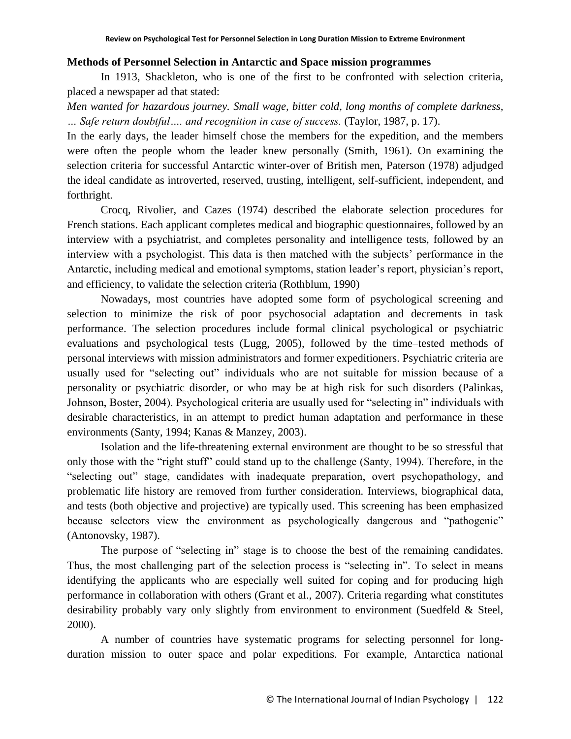### Methods of Personnel Selection in Antarctic and Space mission programmes

In 1913, Shackleton, who is one of the first to be confronted with selection criteria, placed a newspaper ad that stated:

*Men wanted for hazardous journey. Small wage, bitter cold, long months of complete darkness, … Safe return doubtful…. and recognition in case of success.* (Taylor, 1987, p. 17).

In the early days, the leader himself chose the members for the expedition, and the members were often the people whom the leader knew personally (Smith, 1961). On examining the selection criteria for successful Antarctic winter-over of British men, Paterson (1978) adjudged the ideal candidate as introverted, reserved, trusting, intelligent, self-sufficient, independent, and forthright.

Crocq, Rivolier, and Cazes (1974) described the elaborate selection procedures for French stations. Each applicant completes medical and biographic questionnaires, followed by an interview with a psychiatrist, and completes personality and intelligence tests, followed by an interview with a psychologist. This data is then matched with the subjects' performance in the Antarctic, including medical and emotional symptoms, station leader's report, physician's report, and efficiency, to validate the selection criteria (Rothblum, 1990)

Nowadays, most countries have adopted some form of psychological screening and selection to minimize the risk of poor psychosocial adaptation and decrements in task performance. The selection procedures include formal clinical psychological or psychiatric evaluations and psychological tests (Lugg, 2005), followed by the time–tested methods of personal interviews with mission administrators and former expeditioners. Psychiatric criteria are usually used for "selecting out" individuals who are not suitable for mission because of a personality or psychiatric disorder, or who may be at high risk for such disorders (Palinkas, Johnson, Boster, 2004). Psychological criteria are usually used for "selecting in" individuals with desirable characteristics, in an attempt to predict human adaptation and performance in these environments (Santy, 1994; Kanas & Manzey, 2003).

Isolation and the life-threatening external environment are thought to be so stressful that only those with the "right stuff" could stand up to the challenge (Santy, 1994). Therefore, in the "selecting out" stage, candidates with inadequate preparation, overt psychopathology, and problematic life history are removed from further consideration. Interviews, biographical data, and tests (both objective and projective) are typically used. This screening has been emphasized because selectors view the environment as psychologically dangerous and "pathogenic" (Antonovsky, 1987).

The purpose of "selecting in" stage is to choose the best of the remaining candidates. Thus, the most challenging part of the selection process is "selecting in". To select in means identifying the applicants who are especially well suited for coping and for producing high performance in collaboration with others (Grant et al., 2007). Criteria regarding what constitutes desirability probably vary only slightly from environment to environment (Suedfeld & Steel, 2000).

A number of countries have systematic programs for selecting personnel for long-duration mission to outer space and polar expeditions. For example, Antarctica national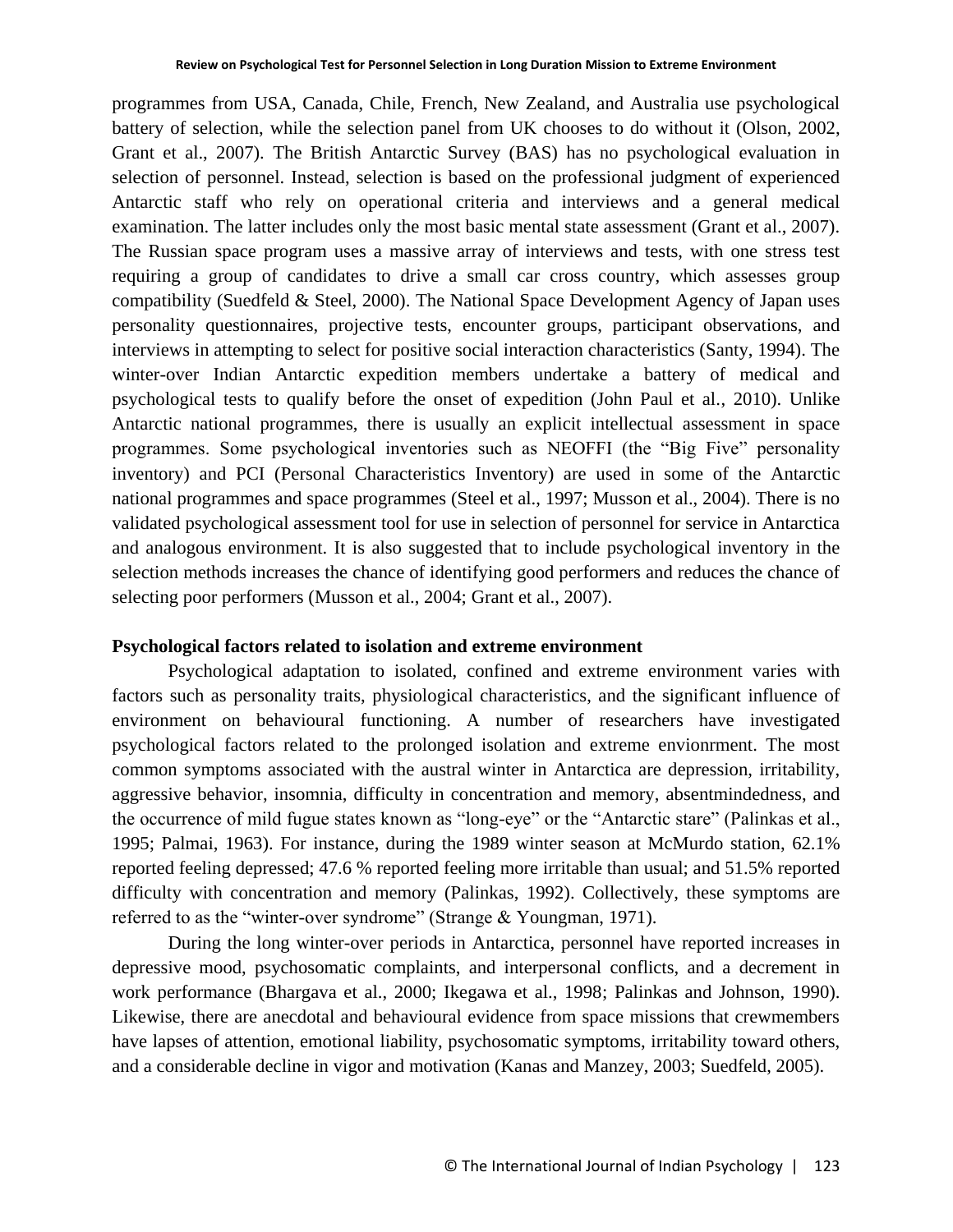programmes from USA, Canada, Chile, French, New Zealand, and Australia use psychological battery of selection, while the selection panel from UK chooses to do without it (Olson, 2002, Grant et al., 2007). The British Antarctic Survey (BAS) has no psychological evaluation in selection of personnel. Instead, selection is based on the professional judgment of experienced Antarctic staff who rely on operational criteria and interviews and a general medical examination. The latter includes only the most basic mental state assessment (Grant et al., 2007). The Russian space program uses a massive array of interviews and tests, with one stress test requiring a group of candidates to drive a small car cross country, which assesses group compatibility (Suedfeld & Steel, 2000). The National Space Development Agency of Japan uses personality questionnaires, projective tests, encounter groups, participant observations, and interviews in attempting to select for positive social interaction characteristics (Santy, 1994). The winter-over Indian Antarctic expedition members undertake a battery of medical and psychological tests to qualify before the onset of expedition (John Paul et al., 2010). Unlike Antarctic national programmes, there is usually an explicit intellectual assessment in space programmes. Some psychological inventories such as NEOFFI (the "Big Five" personality inventory) and PCI (Personal Characteristics Inventory) are used in some of the Antarctic national programmes and space programmes (Steel et al., 1997; Musson et al., 2004). There is no validated psychological assessment tool for use in selection of personnel for service in Antarctica and analogous environment. It is also suggested that to include psychological inventory in the selection methods increases the chance of identifying good performers and reduces the chance of selecting poor performers (Musson et al., 2004; Grant et al., 2007).

**Psychological factors related to isolation and extreme environment**

Psychological adaptation to isolated, confined and extreme environment varies with factors such as personality traits, physiological characteristics, and the significant influence of environment on behavioural functioning. A number of researchers have investigated psychological factors related to the prolonged isolation and extreme envionrment. The most common symptoms associated with the austral winter in Antarctica are depression, irritability, aggressive behavior, insomnia, difficulty in concentration and memory, absentmindedness, and the occurrence of mild fugue states known as "long-eye" or the "Antarctic stare" (Palinkas et al., 1995; Palmai, 1963). For instance, during the 1989 winter season at McMurdo station, 62.1% reported feeling depressed; 47.6 % reported feeling more irritable than usual; and 51.5% reported difficulty with concentration and memory (Palinkas, 1992). Collectively, these symptoms are referred to as the "winter-over syndrome" (Strange & Youngman, 1971).

During the long winter-over periods in Antarctica, personnel have reported increases in depressive mood, psychosomatic complaints, and interpersonal conflicts, and a decrement in work performance (Bhargava et al., 2000; Ikegawa et al., 1998; Palinkas and Johnson, 1990). Likewise, there are anecdotal and behavioural evidence from space missions that crewmembers have lapses of attention, emotional liability, psychosomatic symptoms, irritability toward others, and a considerable decline in vigor and motivation (Kanas and Manzey, 2003; Suedfeld, 2005).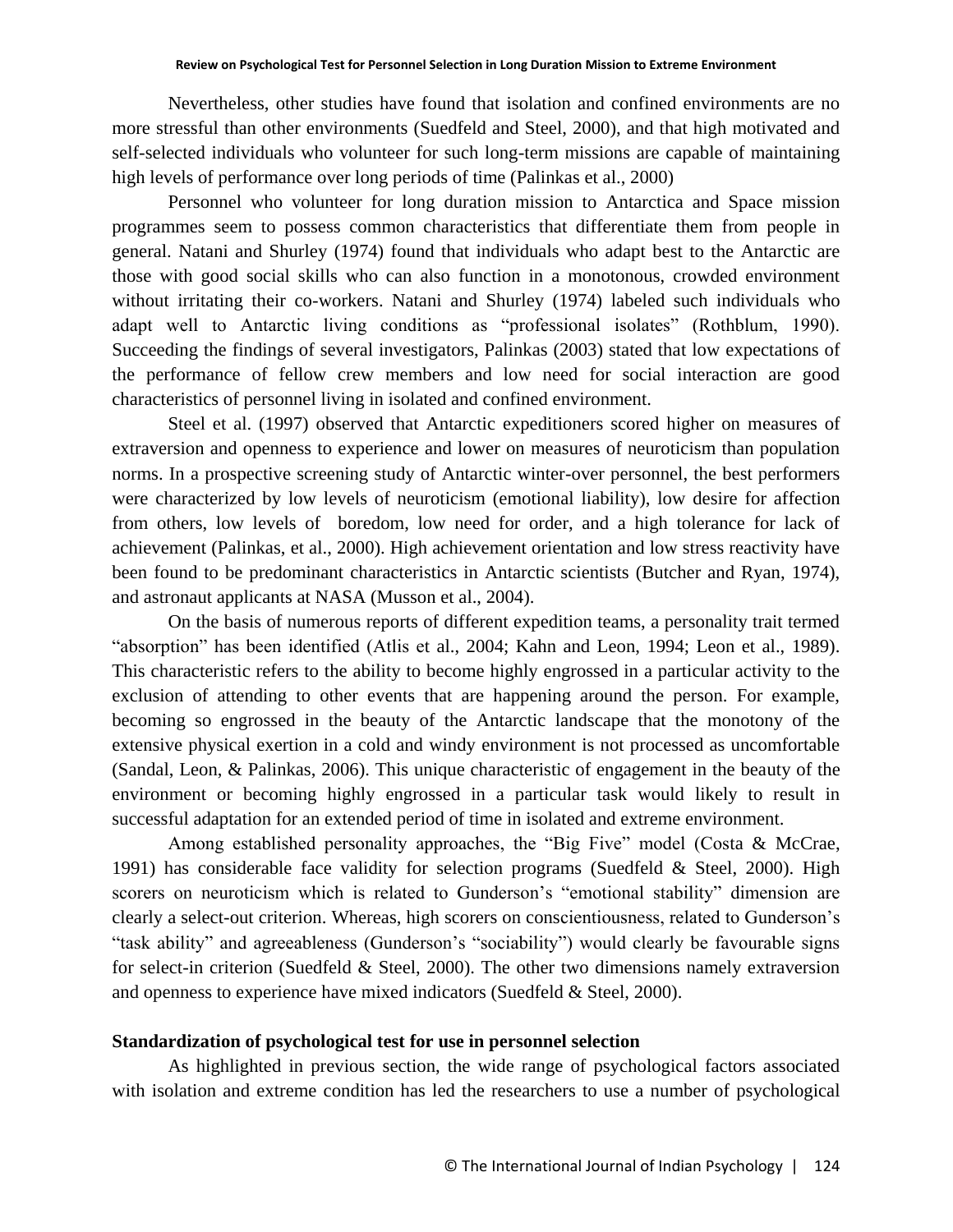Nevertheless, other studies have found that isolation and confined environments are no more stressful than other environments (Suedfeld and Steel, 2000), and that high motivated and self-selected individuals who volunteer for such long-term missions are capable of maintaining high levels of performance over long periods of time (Palinkas et al., 2000)

Personnel who volunteer for long duration mission to Antarctica and Space mission programmes seem to possess common characteristics that differentiate them from people in general. Natani and Shurley (1974) found that individuals who adapt best to the Antarctic are those with good social skills who can also function in a monotonous, crowded environment without irritating their co-workers. Natani and Shurley (1974) labeled such individuals who adapt well to Antarctic living conditions as "professional isolates" (Rothblum, 1990). Succeeding the findings of several investigators, Palinkas (2003) stated that low expectations of the performance of fellow crew members and low need for social interaction are good characteristics of personnel living in isolated and confined environment.

Steel et al. (1997) observed that Antarctic expeditioners scored higher on measures of extraversion and openness to experience and lower on measures of neuroticism than population norms. In a prospective screening study of Antarctic winter-over personnel, the best performers were characterized by low levels of neuroticism (emotional liability), low desire for affection from others, low levels of boredom, low need for order, and a high tolerance for lack of achievement (Palinkas, et al., 2000). High achievement orientation and low stress reactivity have been found to be predominant characteristics in Antarctic scientists (Butcher and Ryan, 1974), and astronaut applicants at NASA (Musson et al., 2004).

On the basis of numerous reports of different expedition teams, a personality trait termed "absorption" has been identified (Atlis et al., 2004; Kahn and Leon, 1994; Leon et al., 1989). This characteristic refers to the ability to become highly engrossed in a particular activity to the exclusion of attending to other events that are happening around the person. For example, becoming so engrossed in the beauty of the Antarctic landscape that the monotony of the extensive physical exertion in a cold and windy environment is not processed as uncomfortable (Sandal, Leon, & Palinkas, 2006). This unique characteristic of engagement in the beauty of the environment or becoming highly engrossed in a particular task would likely to result in successful adaptation for an extended period of time in isolated and extreme environment.

Among established personality approaches, the "Big Five" model (Costa & McCrae, 1991) has considerable face validity for selection programs (Suedfeld & Steel, 2000). High scorers on neuroticism which is related to Gunderson's "emotional stability" dimension are clearly a select-out criterion. Whereas, high scorers on conscientiousness, related to Gunderson's "task ability" and agreeableness (Gunderson's "sociability") would clearly be favourable signs for select-in criterion (Suedfeld & Steel, 2000). The other two dimensions namely extraversion and openness to experience have mixed indicators (Suedfeld & Steel, 2000).

**Standardization of psychological test for use in personnel selection**

As highlighted in previous section, the wide range of psychological factors associated with isolation and extreme condition has led the researchers to use a number of psychological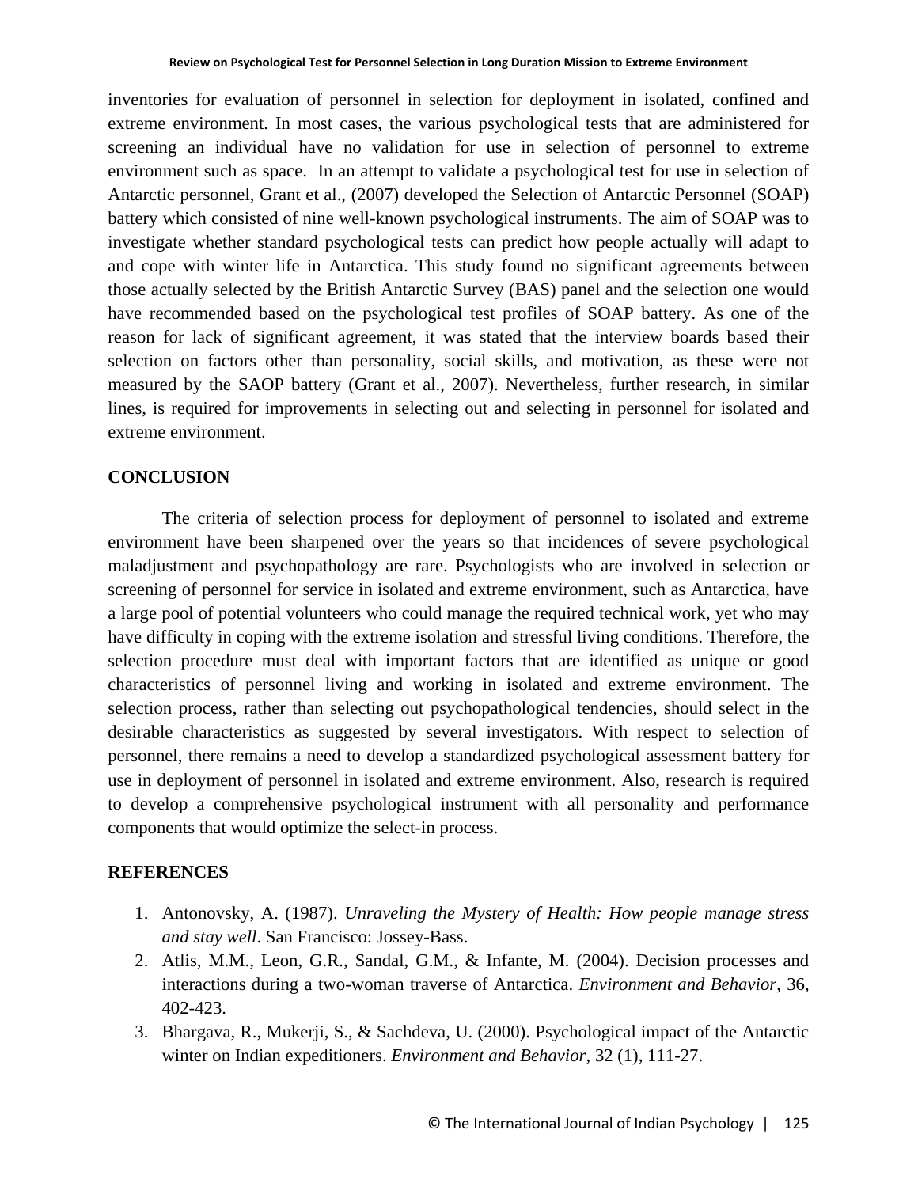inventories for evaluation of personnel in selection for deployment in isolated, confined and extreme environment. In most cases, the various psychological tests that are administered for screening an individual have no validation for use in selection of personnel to extreme environment such as space. In an attempt to validate a psychological test for use in selection of Antarctic personnel, Grant et al., (2007) developed the Selection of Antarctic Personnel (SOAP) battery which consisted of nine well-known psychological instruments. The aim of SOAP was to investigate whether standard psychological tests can predict how people actually will adapt to and cope with winter life in Antarctica. This study found no significant agreements between those actually selected by the British Antarctic Survey (BAS) panel and the selection one would have recommended based on the psychological test profiles of SOAP battery. As one of the reason for lack of significant agreement, it was stated that the interview boards based their selection on factors other than personality, social skills, and motivation, as these were not measured by the SAOP battery (Grant et al., 2007). Nevertheless, further research, in similar lines, is required for improvements in selecting out and selecting in personnel for isolated and extreme environment.

## CONCLUSION

The criteria of selection process for deployment of personnel to isolated and extreme environment have been sharpened over the years so that incidences of severe psychological maladjustment and psychopathology are rare. Psychologists who are involved in selection or screening of personnel for service in isolated and extreme environment, such as Antarctica, have a large pool of potential volunteers who could manage the required technical work, yet who may have difficulty in coping with the extreme isolation and stressful living conditions. Therefore, the selection procedure must deal with important factors that are identified as unique or good characteristics of personnel living and working in isolated and extreme environment. The selection process, rather than selecting out psychopathological tendencies, should select in the desirable characteristics as suggested by several investigators. With respect to selection of personnel, there remains a need to develop a standardized psychological assessment battery for use in deployment of personnel in isolated and extreme environment. Also, research is required to develop a comprehensive psychological instrument with all personality and performance components that would optimize the select-in process.

## REFERENCES

1. Antonovsky, A. (1987). *Unraveling the Mystery of Health: How people manage stress and stay well*. San Francisco: Jossey-Bass.
2. Atlis, M.M., Leon, G.R., Sandal, G.M., & Infante, M. (2004). Decision processes and interactions during a two-woman traverse of Antarctica. *Environment and Behavior*, 36, 402-423.
3. Bhargava, R., Mukerji, S., & Sachdeva, U. (2000). Psychological impact of the Antarctic winter on Indian expeditioners. *Environment and Behavior*, 32 (1), 111-27.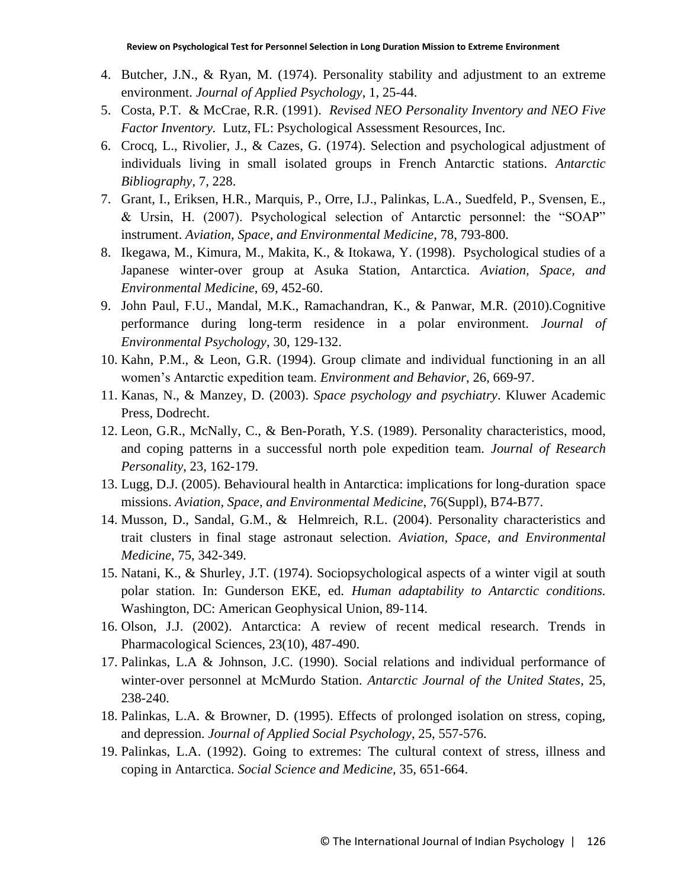4. Butcher, J.N., & Ryan, M. (1974). Personality stability and adjustment to an extreme environment. *Journal of Applied Psychology*, 1, 25-44.
5. Costa, P.T. & McCrae, R.R. (1991). *Revised NEO Personality Inventory and NEO Five Factor Inventory.* Lutz, FL: Psychological Assessment Resources, Inc.
6. Crocq, L., Rivolier, J., & Cazes, G. (1974). Selection and psychological adjustment of individuals living in small isolated groups in French Antarctic stations. *Antarctic Bibliography*, 7, 228.
7. Grant, I., Eriksen, H.R., Marquis, P., Orre, I.J., Palinkas, L.A., Suedfeld, P., Svensen, E., & Ursin, H. (2007). Psychological selection of Antarctic personnel: the "SOAP" instrument. *Aviation, Space, and Environmental Medicine*, 78, 793-800.
8. Ikegawa, M., Kimura, M., Makita, K., & Itokawa, Y. (1998). Psychological studies of a Japanese winter-over group at Asuka Station, Antarctica. *Aviation, Space, and Environmental Medicine*, 69, 452-60.
9. John Paul, F.U., Mandal, M.K., Ramachandran, K., & Panwar, M.R. (2010).Cognitive performance during long-term residence in a polar environment. *Journal of Environmental Psychology*, 30, 129-132.
10. Kahn, P.M., & Leon, G.R. (1994). Group climate and individual functioning in an all women's Antarctic expedition team. *Environment and Behavior*, 26, 669-97.
11. Kanas, N., & Manzey, D. (2003). *Space psychology and psychiatry*. Kluwer Academic Press, Dodrecht.
12. Leon, G.R., McNally, C., & Ben-Porath, Y.S. (1989). Personality characteristics, mood, and coping patterns in a successful north pole expedition team. *Journal of Research Personality*, 23, 162-179.
13. Lugg, D.J. (2005). Behavioural health in Antarctica: implications for long-duration space missions. *Aviation, Space, and Environmental Medicine*, 76(Suppl), B74-B77.
14. Musson, D., Sandal, G.M., & Helmreich, R.L. (2004). Personality characteristics and trait clusters in final stage astronaut selection. *Aviation, Space, and Environmental Medicine*, 75, 342-349.
15. Natani, K., & Shurley, J.T. (1974). Sociopsychological aspects of a winter vigil at south polar station. In: Gunderson EKE, ed. *Human adaptability to Antarctic conditions.* Washington, DC: American Geophysical Union, 89-114.
16. Olson, J.J. (2002). Antarctica: A review of recent medical research. Trends in Pharmacological Sciences, 23(10), 487-490.
17. Palinkas, L.A & Johnson, J.C. (1990). Social relations and individual performance of winter-over personnel at McMurdo Station. *Antarctic Journal of the United States*, 25, 238-240.
18. Palinkas, L.A. & Browner, D. (1995). Effects of prolonged isolation on stress, coping, and depression. *Journal of Applied Social Psychology*, 25, 557-576.
19. Palinkas, L.A. (1992). Going to extremes: The cultural context of stress, illness and coping in Antarctica. *Social Science and Medicine,* 35, 651-664.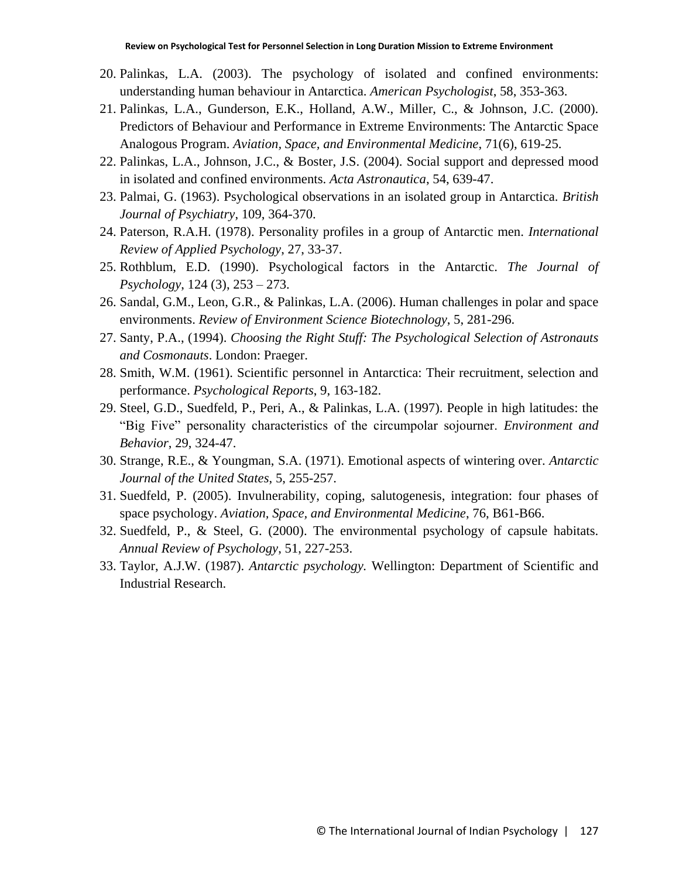20. Palinkas, L.A. (2003). The psychology of isolated and confined environments: understanding human behaviour in Antarctica. *American Psychologist*, 58, 353-363.
21. Palinkas, L.A., Gunderson, E.K., Holland, A.W., Miller, C., & Johnson, J.C. (2000). Predictors of Behaviour and Performance in Extreme Environments: The Antarctic Space Analogous Program. *Aviation, Space, and Environmental Medicine*, 71(6), 619-25.
22. Palinkas, L.A., Johnson, J.C., & Boster, J.S. (2004). Social support and depressed mood in isolated and confined environments. *Acta Astronautica*, 54, 639-47.
23. Palmai, G. (1963). Psychological observations in an isolated group in Antarctica. *British Journal of Psychiatry*, 109, 364-370.
24. Paterson, R.A.H. (1978). Personality profiles in a group of Antarctic men. *International Review of Applied Psychology*, 27, 33-37.
25. Rothblum, E.D. (1990). Psychological factors in the Antarctic. *The Journal of Psychology*, 124 (3), 253 – 273.
26. Sandal, G.M., Leon, G.R., & Palinkas, L.A. (2006). Human challenges in polar and space environments. *Review of Environment Science Biotechnology*, 5, 281-296.
27. Santy, P.A., (1994). *Choosing the Right Stuff: The Psychological Selection of Astronauts and Cosmonauts*. London: Praeger.
28. Smith, W.M. (1961). Scientific personnel in Antarctica: Their recruitment, selection and performance. *Psychological Reports*, 9, 163-182.
29. Steel, G.D., Suedfeld, P., Peri, A., & Palinkas, L.A. (1997). People in high latitudes: the "Big Five" personality characteristics of the circumpolar sojourner. *Environment and Behavior*, 29, 324-47.
30. Strange, R.E., & Youngman, S.A. (1971). Emotional aspects of wintering over. *Antarctic Journal of the United States*, 5, 255-257.
31. Suedfeld, P. (2005). Invulnerability, coping, salutogenesis, integration: four phases of space psychology. *Aviation, Space, and Environmental Medicine*, 76, B61-B66.
32. Suedfeld, P., & Steel, G. (2000). The environmental psychology of capsule habitats. *Annual Review of Psychology*, 51, 227-253.
33. Taylor, A.J.W. (1987). *Antarctic psychology.* Wellington: Department of Scientific and Industrial Research.